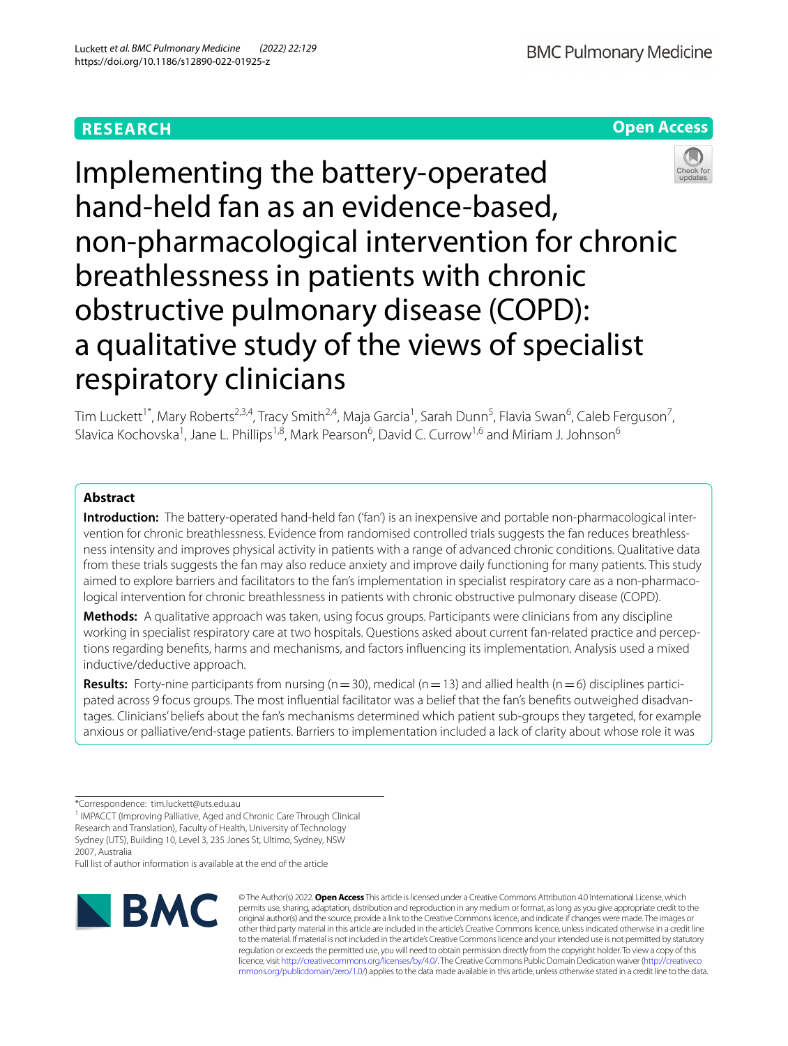**RESEARCH** **Open Access**

# Implementing the battery-operated hand-held fan as an evidence-based, non-pharmacological intervention for chronic breathlessness in patients with chronic obstructive pulmonary disease (COPD): a qualitative study of the views of specialist respiratory clinicians

Tim Luckett[1*], Mary Roberts[2,3,4], Tracy Smith[2,4], Maja Garcia[1], Sarah Dunn[5], Flavia Swan[6], Caleb Ferguson[7], Slavica Kochovska[1], Jane L. Phillips[1,8], Mark Pearson[6], David C. Currow[1,6] and Miriam J. Johnson[6]

## Abstract

**Introduction:** The battery-operated hand-held fan ('fan') is an inexpensive and portable non-pharmacological intervention for chronic breathlessness. Evidence from randomised controlled trials suggests the fan reduces breathlessness intensity and improves physical activity in patients with a range of advanced chronic conditions. Qualitative data from these trials suggests the fan may also reduce anxiety and improve daily functioning for many patients. This study aimed to explore barriers and facilitators to the fan's implementation in specialist respiratory care as a non-pharmacological intervention for chronic breathlessness in patients with chronic obstructive pulmonary disease (COPD).

**Methods:** A qualitative approach was taken, using focus groups. Participants were clinicians from any discipline working in specialist respiratory care at two hospitals. Questions asked about current fan-related practice and perceptions regarding benefits, harms and mechanisms, and factors influencing its implementation. Analysis used a mixed inductive/deductive approach.

**Results:** Forty-nine participants from nursing (n = 30), medical (n = 13) and allied health (n = 6) disciplines participated across 9 focus groups. The most influential facilitator was a belief that the fan's benefits outweighed disadvantages. Clinicians' beliefs about the fan's mechanisms determined which patient sub-groups they targeted, for example anxious or palliative/end-stage patients. Barriers to implementation included a lack of clarity about whose role it was

*Correspondence: tim.luckett@uts.edu.au

[1] IMPACCT (Improving Palliative, Aged and Chronic Care Through Clinical Research and Translation), Faculty of Health, University of Technology Sydney (UTS), Building 10, Level 3, 235 Jones St, Ultimo, Sydney, NSW 2007, Australia

Full list of author information is available at the end of the article

© The Author(s) 2022. **Open Access** This article is licensed under a Creative Commons Attribution 4.0 International License, which permits use, sharing, adaptation, distribution and reproduction in any medium or format, as long as you give appropriate credit to the original author(s) and the source, provide a link to the Creative Commons licence, and indicate if changes were made. The images or other third party material in this article are included in the article's Creative Commons licence, unless indicated otherwise in a credit line to the material. If material is not included in the article's Creative Commons licence and your intended use is not permitted by statutory regulation or exceeds the permitted use, you will need to obtain permission directly from the copyright holder. To view a copy of this licence, visit http://creativecommons.org/licenses/by/4.0/. The Creative Commons Public Domain Dedication waiver (http://creativecommons.org/publicdomain/zero/1.0/) applies to the data made available in this article, unless otherwise stated in a credit line to the data.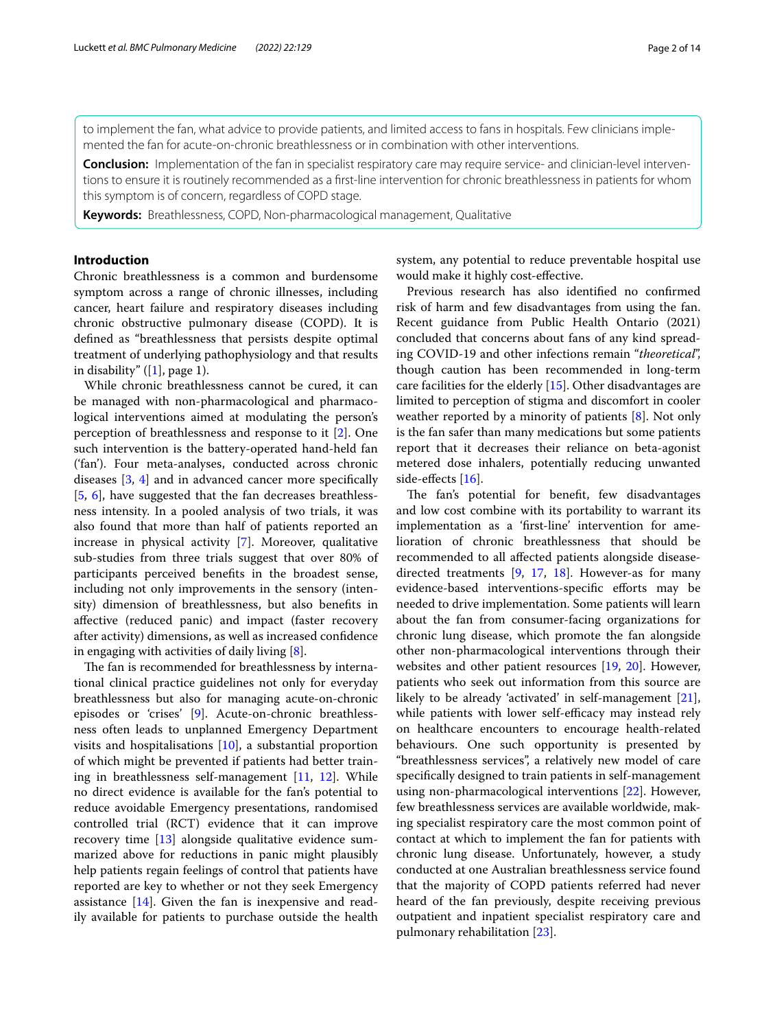to implement the fan, what advice to provide patients, and limited access to fans in hospitals. Few clinicians implemented the fan for acute-on-chronic breathlessness or in combination with other interventions.

**Conclusion:** Implementation of the fan in specialist respiratory care may require service- and clinician-level interventions to ensure it is routinely recommended as a first-line intervention for chronic breathlessness in patients for whom this symptom is of concern, regardless of COPD stage.

**Keywords:** Breathlessness, COPD, Non-pharmacological management, Qualitative

## Introduction

Chronic breathlessness is a common and burdensome symptom across a range of chronic illnesses, including cancer, heart failure and respiratory diseases including chronic obstructive pulmonary disease (COPD). It is defined as "breathlessness that persists despite optimal treatment of underlying pathophysiology and that results in disability" ([1], page 1).

While chronic breathlessness cannot be cured, it can be managed with non-pharmacological and pharmacological interventions aimed at modulating the person's perception of breathlessness and response to it [2]. One such intervention is the battery-operated hand-held fan ('fan'). Four meta-analyses, conducted across chronic diseases [3, 4] and in advanced cancer more specifically [5, 6], have suggested that the fan decreases breathlessness intensity. In a pooled analysis of two trials, it was also found that more than half of patients reported an increase in physical activity [7]. Moreover, qualitative sub-studies from three trials suggest that over 80% of participants perceived benefits in the broadest sense, including not only improvements in the sensory (intensity) dimension of breathlessness, but also benefits in affective (reduced panic) and impact (faster recovery after activity) dimensions, as well as increased confidence in engaging with activities of daily living [8].

The fan is recommended for breathlessness by international clinical practice guidelines not only for everyday breathlessness but also for managing acute-on-chronic episodes or 'crises' [9]. Acute-on-chronic breathlessness often leads to unplanned Emergency Department visits and hospitalisations [10], a substantial proportion of which might be prevented if patients had better training in breathlessness self-management [11, 12]. While no direct evidence is available for the fan's potential to reduce avoidable Emergency presentations, randomised controlled trial (RCT) evidence that it can improve recovery time [13] alongside qualitative evidence summarized above for reductions in panic might plausibly help patients regain feelings of control that patients have reported are key to whether or not they seek Emergency assistance [14]. Given the fan is inexpensive and readily available for patients to purchase outside the health system, any potential to reduce preventable hospital use would make it highly cost-effective.

Previous research has also identified no confirmed risk of harm and few disadvantages from using the fan. Recent guidance from Public Health Ontario (2021) concluded that concerns about fans of any kind spreading COVID-19 and other infections remain "*theoretical*", though caution has been recommended in long-term care facilities for the elderly [15]. Other disadvantages are limited to perception of stigma and discomfort in cooler weather reported by a minority of patients [8]. Not only is the fan safer than many medications but some patients report that it decreases their reliance on beta-agonist metered dose inhalers, potentially reducing unwanted side-effects [16].

The fan's potential for benefit, few disadvantages and low cost combine with its portability to warrant its implementation as a 'first-line' intervention for amelioration of chronic breathlessness that should be recommended to all affected patients alongside disease-directed treatments [9, 17, 18]. However-as for many evidence-based interventions-specific efforts may be needed to drive implementation. Some patients will learn about the fan from consumer-facing organizations for chronic lung disease, which promote the fan alongside other non-pharmacological interventions through their websites and other patient resources [19, 20]. However, patients who seek out information from this source are likely to be already 'activated' in self-management [21], while patients with lower self-efficacy may instead rely on healthcare encounters to encourage health-related behaviours. One such opportunity is presented by "breathlessness services", a relatively new model of care specifically designed to train patients in self-management using non-pharmacological interventions [22]. However, few breathlessness services are available worldwide, making specialist respiratory care the most common point of contact at which to implement the fan for patients with chronic lung disease. Unfortunately, however, a study conducted at one Australian breathlessness service found that the majority of COPD patients referred had never heard of the fan previously, despite receiving previous outpatient and inpatient specialist respiratory care and pulmonary rehabilitation [23].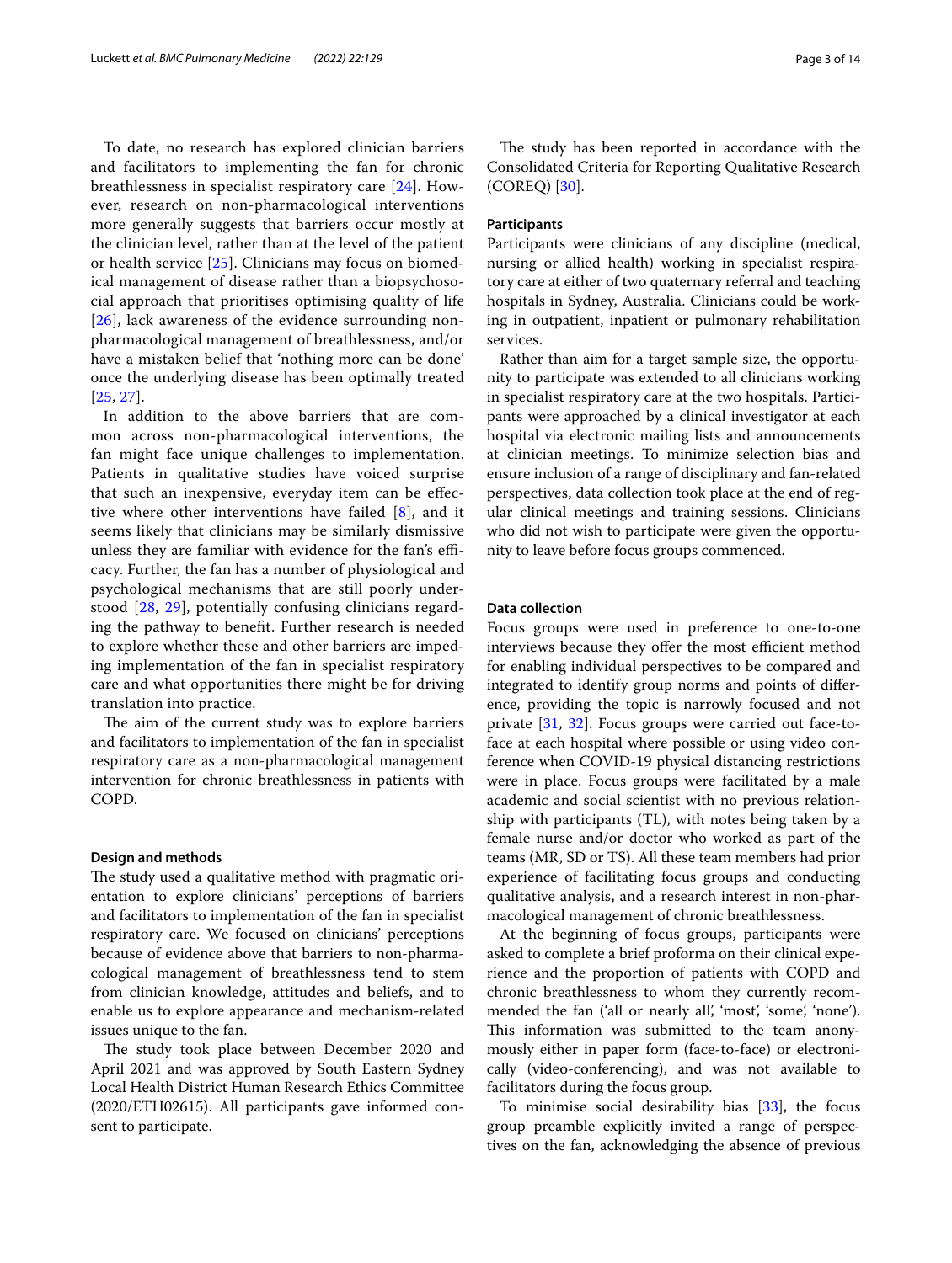To date, no research has explored clinician barriers and facilitators to implementing the fan for chronic breathlessness in specialist respiratory care [24]. However, research on non-pharmacological interventions more generally suggests that barriers occur mostly at the clinician level, rather than at the level of the patient or health service [25]. Clinicians may focus on biomedical management of disease rather than a biopsychosocial approach that prioritises optimising quality of life [26], lack awareness of the evidence surrounding non-pharmacological management of breathlessness, and/or have a mistaken belief that 'nothing more can be done' once the underlying disease has been optimally treated [25, 27].

In addition to the above barriers that are common across non-pharmacological interventions, the fan might face unique challenges to implementation. Patients in qualitative studies have voiced surprise that such an inexpensive, everyday item can be effective where other interventions have failed [8], and it seems likely that clinicians may be similarly dismissive unless they are familiar with evidence for the fan's efficacy. Further, the fan has a number of physiological and psychological mechanisms that are still poorly understood [28, 29], potentially confusing clinicians regarding the pathway to benefit. Further research is needed to explore whether these and other barriers are impeding implementation of the fan in specialist respiratory care and what opportunities there might be for driving translation into practice.

The aim of the current study was to explore barriers and facilitators to implementation of the fan in specialist respiratory care as a non-pharmacological management intervention for chronic breathlessness in patients with COPD.

## Design and methods

The study used a qualitative method with pragmatic orientation to explore clinicians' perceptions of barriers and facilitators to implementation of the fan in specialist respiratory care. We focused on clinicians' perceptions because of evidence above that barriers to non-pharmacological management of breathlessness tend to stem from clinician knowledge, attitudes and beliefs, and to enable us to explore appearance and mechanism-related issues unique to the fan.

The study took place between December 2020 and April 2021 and was approved by South Eastern Sydney Local Health District Human Research Ethics Committee (2020/ETH02615). All participants gave informed consent to participate.

The study has been reported in accordance with the Consolidated Criteria for Reporting Qualitative Research (COREQ) [30].

### Participants

Participants were clinicians of any discipline (medical, nursing or allied health) working in specialist respiratory care at either of two quaternary referral and teaching hospitals in Sydney, Australia. Clinicians could be working in outpatient, inpatient or pulmonary rehabilitation services.

Rather than aim for a target sample size, the opportunity to participate was extended to all clinicians working in specialist respiratory care at the two hospitals. Participants were approached by a clinical investigator at each hospital via electronic mailing lists and announcements at clinician meetings. To minimize selection bias and ensure inclusion of a range of disciplinary and fan-related perspectives, data collection took place at the end of regular clinical meetings and training sessions. Clinicians who did not wish to participate were given the opportunity to leave before focus groups commenced.

### Data collection

Focus groups were used in preference to one-to-one interviews because they offer the most efficient method for enabling individual perspectives to be compared and integrated to identify group norms and points of difference, providing the topic is narrowly focused and not private [31, 32]. Focus groups were carried out face-to-face at each hospital where possible or using video conference when COVID-19 physical distancing restrictions were in place. Focus groups were facilitated by a male academic and social scientist with no previous relationship with participants (TL), with notes being taken by a female nurse and/or doctor who worked as part of the teams (MR, SD or TS). All these team members had prior experience of facilitating focus groups and conducting qualitative analysis, and a research interest in non-pharmacological management of chronic breathlessness.

At the beginning of focus groups, participants were asked to complete a brief proforma on their clinical experience and the proportion of patients with COPD and chronic breathlessness to whom they currently recommended the fan ('all or nearly all', 'most', 'some', 'none'). This information was submitted to the team anonymously either in paper form (face-to-face) or electronically (video-conferencing), and was not available to facilitators during the focus group.

To minimise social desirability bias [33], the focus group preamble explicitly invited a range of perspectives on the fan, acknowledging the absence of previous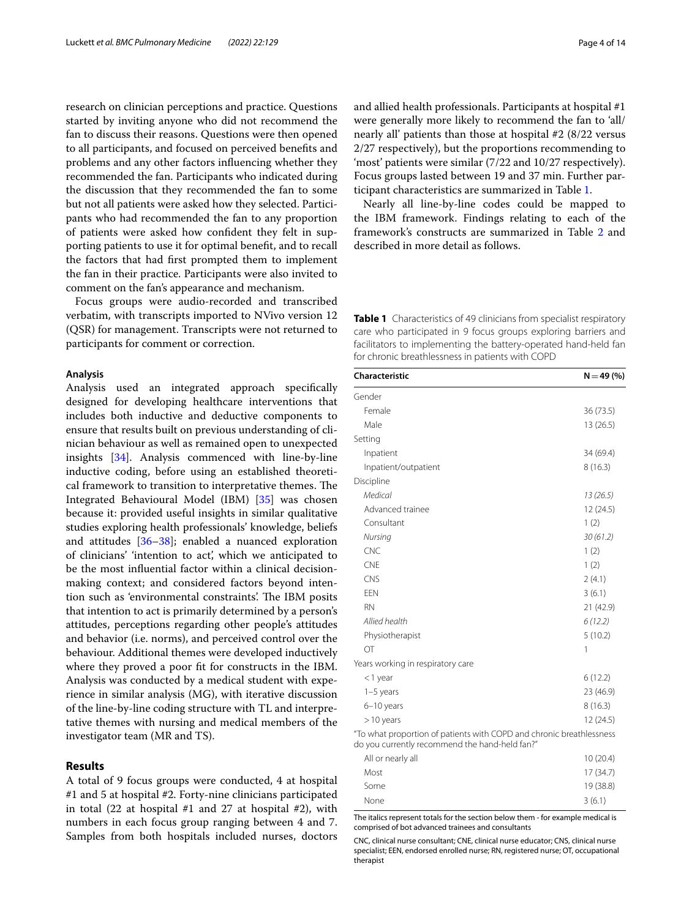research on clinician perceptions and practice. Questions started by inviting anyone who did not recommend the fan to discuss their reasons. Questions were then opened to all participants, and focused on perceived benefits and problems and any other factors influencing whether they recommended the fan. Participants who indicated during the discussion that they recommended the fan to some but not all patients were asked how they selected. Participants who had recommended the fan to any proportion of patients were asked how confident they felt in supporting patients to use it for optimal benefit, and to recall the factors that had first prompted them to implement the fan in their practice. Participants were also invited to comment on the fan's appearance and mechanism.

Focus groups were audio-recorded and transcribed verbatim, with transcripts imported to NVivo version 12 (QSR) for management. Transcripts were not returned to participants for comment or correction.

### Analysis

Analysis used an integrated approach specifically designed for developing healthcare interventions that includes both inductive and deductive components to ensure that results built on previous understanding of clinician behaviour as well as remained open to unexpected insights [34]. Analysis commenced with line-by-line inductive coding, before using an established theoretical framework to transition to interpretative themes. The Integrated Behavioural Model (IBM) [35] was chosen because it: provided useful insights in similar qualitative studies exploring health professionals' knowledge, beliefs and attitudes [36–38]; enabled a nuanced exploration of clinicians' 'intention to act', which we anticipated to be the most influential factor within a clinical decision-making context; and considered factors beyond intention such as 'environmental constraints'. The IBM posits that intention to act is primarily determined by a person's attitudes, perceptions regarding other people's attitudes and behavior (i.e. norms), and perceived control over the behaviour. Additional themes were developed inductively where they proved a poor fit for constructs in the IBM. Analysis was conducted by a medical student with experience in similar analysis (MG), with iterative discussion of the line-by-line coding structure with TL and interpretative themes with nursing and medical members of the investigator team (MR and TS).

## Results

A total of 9 focus groups were conducted, 4 at hospital #1 and 5 at hospital #2. Forty-nine clinicians participated in total (22 at hospital #1 and 27 at hospital #2), with numbers in each focus group ranging between 4 and 7. Samples from both hospitals included nurses, doctors and allied health professionals. Participants at hospital #1 were generally more likely to recommend the fan to 'all/nearly all' patients than those at hospital #2 (8/22 versus 2/27 respectively), but the proportions recommending to 'most' patients were similar (7/22 and 10/27 respectively). Focus groups lasted between 19 and 37 min. Further participant characteristics are summarized in Table 1.

Nearly all line-by-line codes could be mapped to the IBM framework. Findings relating to each of the framework's constructs are summarized in Table 2 and described in more detail as follows.

**Table 1** Characteristics of 49 clinicians from specialist respiratory care who participated in 9 focus groups exploring barriers and facilitators to implementing the battery-operated hand-held fan for chronic breathlessness in patients with COPD

| Characteristic | N = 49 (%) |
|---|---|
| Gender | |
| Female | 36 (73.5) |
| Male | 13 (26.5) |
| Setting | |
| Inpatient | 34 (69.4) |
| Inpatient/outpatient | 8 (16.3) |
| Discipline | |
| *Medical* | *13 (26.5)* |
| Advanced trainee | 12 (24.5) |
| Consultant | 1 (2) |
| *Nursing* | *30 (61.2)* |
| CNC | 1 (2) |
| CNE | 1 (2) |
| CNS | 2 (4.1) |
| EEN | 3 (6.1) |
| RN | 21 (42.9) |
| *Allied health* | *6 (12.2)* |
| Physiotherapist | 5 (10.2) |
| OT | 1 |
| Years working in respiratory care | |
| < 1 year | 6 (12.2) |
| 1–5 years | 23 (46.9) |
| 6–10 years | 8 (16.3) |
| > 10 years | 12 (24.5) |
| "To what proportion of patients with COPD and chronic breathlessness do you currently recommend the hand-held fan?" | |
| All or nearly all | 10 (20.4) |
| Most | 17 (34.7) |
| Some | 19 (38.8) |
| None | 3 (6.1) |

The italics represent totals for the section below them - for example medical is comprised of bot advanced trainees and consultants

CNC, clinical nurse consultant; CNE, clinical nurse educator; CNS, clinical nurse specialist; EEN, endorsed enrolled nurse; RN, registered nurse; OT, occupational therapist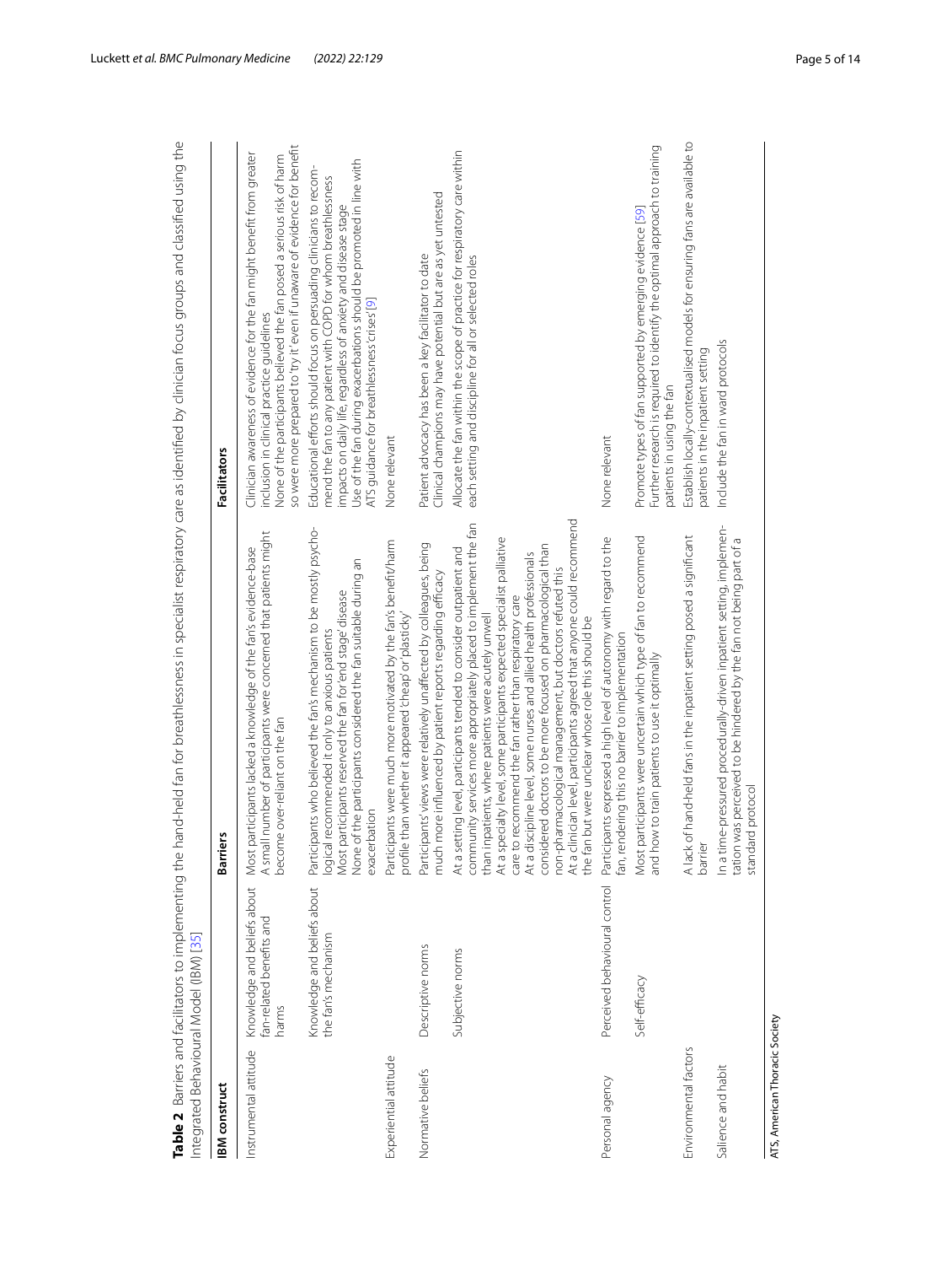**Table 2** Barriers and facilitators to implementing the hand-held fan for breathlessness in specialist respiratory care as identified by clinician focus groups and classified using the Integrated Behavioural Model (IBM) [35]

| IBM construct | | Barriers | Facilitators |
|---|---|---|---|
| Instrumental attitude | Knowledge and beliefs about fan-related benefits and harms | Most participants lacked a knowledge of the fan's evidence-base<br>A small number of participants were concerned that patients might become over-reliant on the fan | Clinician awareness of evidence for the fan might benefit from greater inclusion in clinical practice guidelines<br>None of the participants believed the fan posed a serious risk of harm so were more prepared to 'try it' even if unaware of evidence for benefit |
| | Knowledge and beliefs about the fan's mechanism | Participants who believed the fan's mechanism to be mostly psychological recommended it only to anxious patients<br>Most participants reserved the fan for 'end stage' disease<br>None of the participants considered the fan suitable during an exacerbation | Educational efforts should focus on persuading clinicians to recommend the fan to any patient with COPD for whom breathlessness impacts on daily life, regardless of anxiety and disease stage<br>Use of the fan during exacerbations should be promoted in line with ATS guidance for breathlessness 'crises' [9] |
| Experiential attitude | | Participants were much more motivated by the fan's benefit/harm profile than whether it appeared 'cheap' or 'plasticky' | None relevant |
| Normative beliefs | Descriptive norms | Participants' views were relatively unaffected by colleagues, being much more influenced by patient reports regarding efficacy | Patient advocacy has been a key facilitator to date<br>Clinical champions may have potential but are as yet untested |
| | Subjective norms | At a setting level, participants tended to consider outpatient and community services more appropriately placed to implement the fan than inpatients, where patients were acutely unwell<br>At a specialty level, some participants expected specialist palliative care to recommend the fan rather than respiratory care<br>At a discipline level, some nurses and allied health professionals considered doctors to be more focused on pharmacological than non-pharmacological management, but doctors refuted this<br>At a clinician level, participants agreed that anyone could recommend the fan but were unclear whose role this should be | Allocate the fan within the scope of practice for respiratory care within each setting and discipline for all or selected roles |
| Personal agency | Perceived behavioural control | Participants expressed a high level of autonomy with regard to the fan, rendering this no barrier to implementation | None relevant |
| | Self-efficacy | Most participants were uncertain which type of fan to recommend and how to train patients to use it optimally | Promote types of fan supported by emerging evidence [59]<br>Further research is required to identify the optimal approach to training patients in using the fan |
| Environmental factors | | A lack of hand-held fans in the inpatient setting posed a significant barrier | Establish locally-contextualised models for ensuring fans are available to patients in the inpatient setting |
| Salience and habit | | In a time-pressured procedurally-driven inpatient setting, implementation was perceived to be hindered by the fan not being part of a standard protocol | Include the fan in ward protocols |

ATS, American Thoracic Society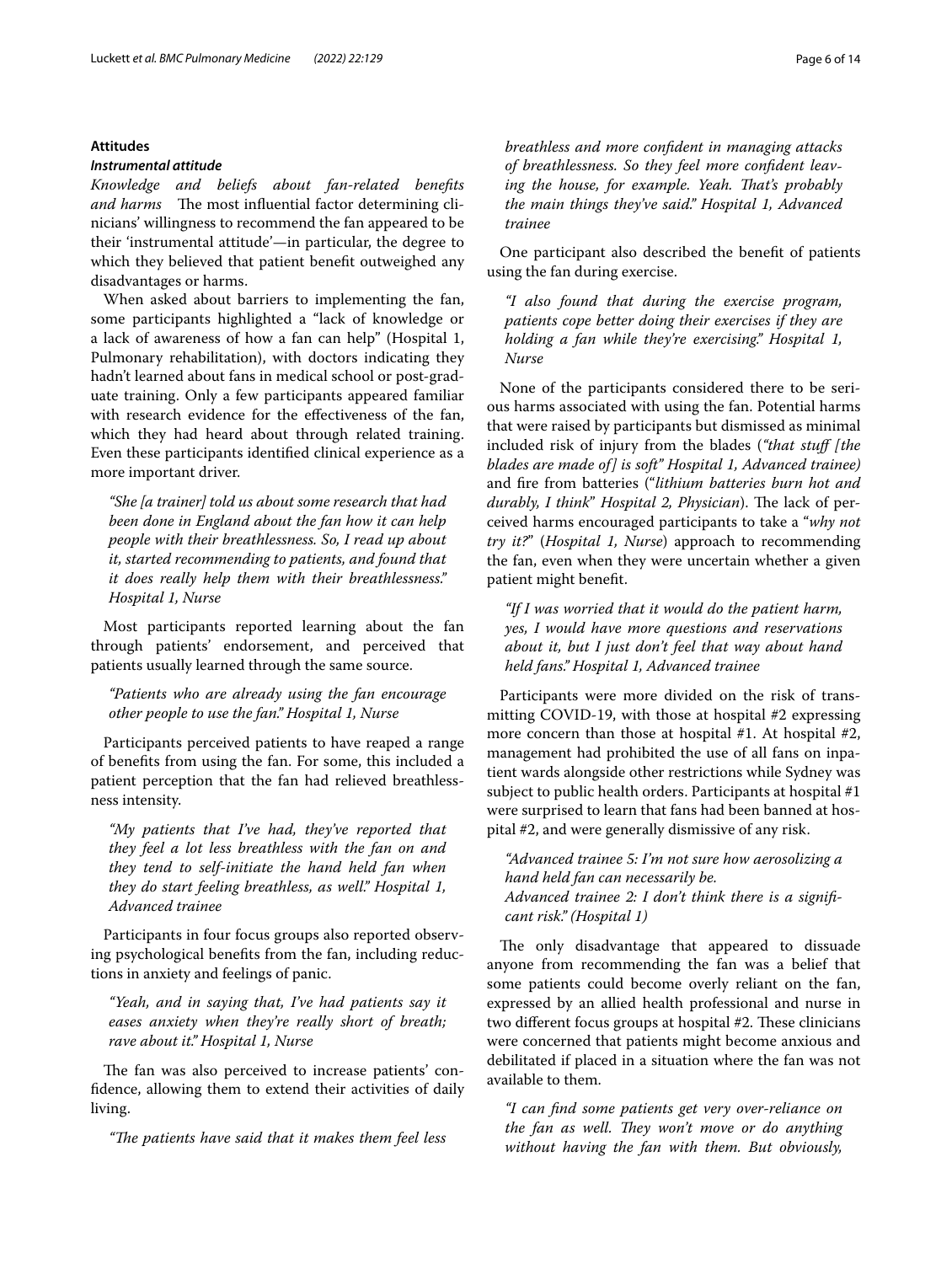### Attitudes

#### *Instrumental attitude*

***Knowledge and beliefs about fan-related benefits and harms*** The most influential factor determining clinicians' willingness to recommend the fan appeared to be their 'instrumental attitude'—in particular, the degree to which they believed that patient benefit outweighed any disadvantages or harms.

When asked about barriers to implementing the fan, some participants highlighted a "lack of knowledge or a lack of awareness of how a fan can help" (Hospital 1, Pulmonary rehabilitation), with doctors indicating they hadn't learned about fans in medical school or post-graduate training. Only a few participants appeared familiar with research evidence for the effectiveness of the fan, which they had heard about through related training. Even these participants identified clinical experience as a more important driver.

> *"She [a trainer] told us about some research that had been done in England about the fan how it can help people with their breathlessness. So, I read up about it, started recommending to patients, and found that it does really help them with their breathlessness." Hospital 1, Nurse*

Most participants reported learning about the fan through patients' endorsement, and perceived that patients usually learned through the same source.

> *"Patients who are already using the fan encourage other people to use the fan." Hospital 1, Nurse*

Participants perceived patients to have reaped a range of benefits from using the fan. For some, this included a patient perception that the fan had relieved breathlessness intensity.

> *"My patients that I've had, they've reported that they feel a lot less breathless with the fan on and they tend to self-initiate the hand held fan when they do start feeling breathless, as well." Hospital 1, Advanced trainee*

Participants in four focus groups also reported observing psychological benefits from the fan, including reductions in anxiety and feelings of panic.

> *"Yeah, and in saying that, I've had patients say it eases anxiety when they're really short of breath; rave about it." Hospital 1, Nurse*

The fan was also perceived to increase patients' confidence, allowing them to extend their activities of daily living.

> *"The patients have said that it makes them feel less breathless and more confident in managing attacks of breathlessness. So they feel more confident leaving the house, for example. Yeah. That's probably the main things they've said." Hospital 1, Advanced trainee*

One participant also described the benefit of patients using the fan during exercise.

> *"I also found that during the exercise program, patients cope better doing their exercises if they are holding a fan while they're exercising." Hospital 1, Nurse*

None of the participants considered there to be serious harms associated with using the fan. Potential harms that were raised by participants but dismissed as minimal included risk of injury from the blades (*"that stuff [the blades are made of] is soft" Hospital 1, Advanced trainee)* and fire from batteries ("*lithium batteries burn hot and durably, I think*" *Hospital 2, Physician*). The lack of perceived harms encouraged participants to take a "*why not try it?*" (*Hospital 1, Nurse*) approach to recommending the fan, even when they were uncertain whether a given patient might benefit.

> *"If I was worried that it would do the patient harm, yes, I would have more questions and reservations about it, but I just don't feel that way about hand held fans." Hospital 1, Advanced trainee*

Participants were more divided on the risk of transmitting COVID-19, with those at hospital #2 expressing more concern than those at hospital #1. At hospital #2, management had prohibited the use of all fans on inpatient wards alongside other restrictions while Sydney was subject to public health orders. Participants at hospital #1 were surprised to learn that fans had been banned at hospital #2, and were generally dismissive of any risk.

> *"Advanced trainee 5: I'm not sure how aerosolizing a hand held fan can necessarily be.*
> *Advanced trainee 2: I don't think there is a significant risk." (Hospital 1)*

The only disadvantage that appeared to dissuade anyone from recommending the fan was a belief that some patients could become overly reliant on the fan, expressed by an allied health professional and nurse in two different focus groups at hospital #2. These clinicians were concerned that patients might become anxious and debilitated if placed in a situation where the fan was not available to them.

> *"I can find some patients get very over-reliance on the fan as well. They won't move or do anything without having the fan with them. But obviously,*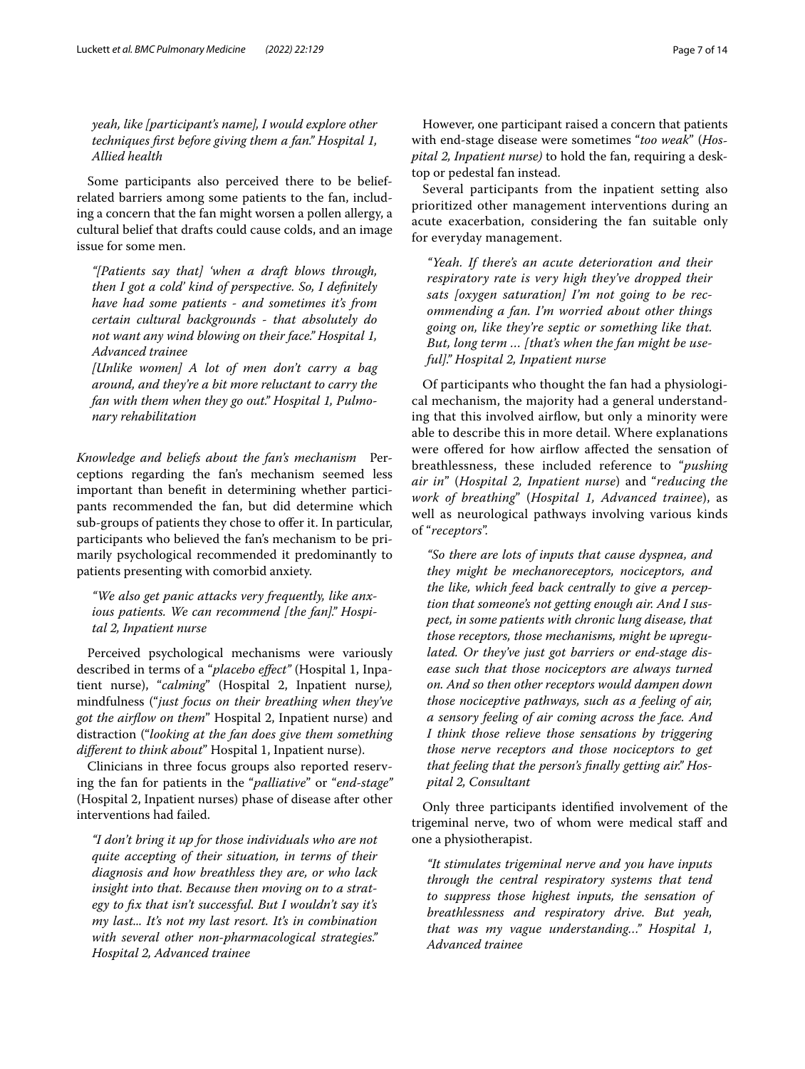*yeah, like [participant's name], I would explore other techniques first before giving them a fan." Hospital 1, Allied health*

Some participants also perceived there to be belief-related barriers among some patients to the fan, including a concern that the fan might worsen a pollen allergy, a cultural belief that drafts could cause colds, and an image issue for some men.

> *"[Patients say that] 'when a draft blows through, then I got a cold' kind of perspective. So, I definitely have had some patients - and sometimes it's from certain cultural backgrounds - that absolutely do not want any wind blowing on their face." Hospital 1, Advanced trainee*
>
> *[Unlike women] A lot of men don't carry a bag around, and they're a bit more reluctant to carry the fan with them when they go out." Hospital 1, Pulmonary rehabilitation*

*Knowledge and beliefs about the fan's mechanism* Perceptions regarding the fan's mechanism seemed less important than benefit in determining whether participants recommended the fan, but did determine which sub-groups of patients they chose to offer it. In particular, participants who believed the fan's mechanism to be primarily psychological recommended it predominantly to patients presenting with comorbid anxiety.

> *"We also get panic attacks very frequently, like anxious patients. We can recommend [the fan]." Hospital 2, Inpatient nurse*

Perceived psychological mechanisms were variously described in terms of a "*placebo effect*" (Hospital 1, Inpatient nurse), "*calming*" (Hospital 2, Inpatient nurse), mindfulness ("*just focus on their breathing when they've got the airflow on them*" Hospital 2, Inpatient nurse) and distraction ("*looking at the fan does give them something different to think about*" Hospital 1, Inpatient nurse).

Clinicians in three focus groups also reported reserving the fan for patients in the "*palliative*" or "*end-stage*" (Hospital 2, Inpatient nurses) phase of disease after other interventions had failed.

> *"I don't bring it up for those individuals who are not quite accepting of their situation, in terms of their diagnosis and how breathless they are, or who lack insight into that. Because then moving on to a strategy to fix that isn't successful. But I wouldn't say it's my last... It's not my last resort. It's in combination with several other non-pharmacological strategies." Hospital 2, Advanced trainee*

However, one participant raised a concern that patients with end-stage disease were sometimes "*too weak*" (*Hospital 2, Inpatient nurse)* to hold the fan, requiring a desktop or pedestal fan instead.

Several participants from the inpatient setting also prioritized other management interventions during an acute exacerbation, considering the fan suitable only for everyday management.

> *"Yeah. If there's an acute deterioration and their respiratory rate is very high they've dropped their sats [oxygen saturation] I'm not going to be recommending a fan. I'm worried about other things going on, like they're septic or something like that. But, long term … [that's when the fan might be useful]." Hospital 2, Inpatient nurse*

Of participants who thought the fan had a physiological mechanism, the majority had a general understanding that this involved airflow, but only a minority were able to describe this in more detail. Where explanations were offered for how airflow affected the sensation of breathlessness, these included reference to "*pushing air in*" (*Hospital 2, Inpatient nurse*) and "*reducing the work of breathing*" (*Hospital 1, Advanced trainee*), as well as neurological pathways involving various kinds of "*receptors*".

> *"So there are lots of inputs that cause dyspnea, and they might be mechanoreceptors, nociceptors, and the like, which feed back centrally to give a perception that someone's not getting enough air. And I suspect, in some patients with chronic lung disease, that those receptors, those mechanisms, might be upregulated. Or they've just got barriers or end-stage disease such that those nociceptors are always turned on. And so then other receptors would dampen down those nociceptive pathways, such as a feeling of air, a sensory feeling of air coming across the face. And I think those relieve those sensations by triggering those nerve receptors and those nociceptors to get that feeling that the person's finally getting air." Hospital 2, Consultant*

Only three participants identified involvement of the trigeminal nerve, two of whom were medical staff and one a physiotherapist.

> *"It stimulates trigeminal nerve and you have inputs through the central respiratory systems that tend to suppress those highest inputs, the sensation of breathlessness and respiratory drive. But yeah, that was my vague understanding…" Hospital 1, Advanced trainee*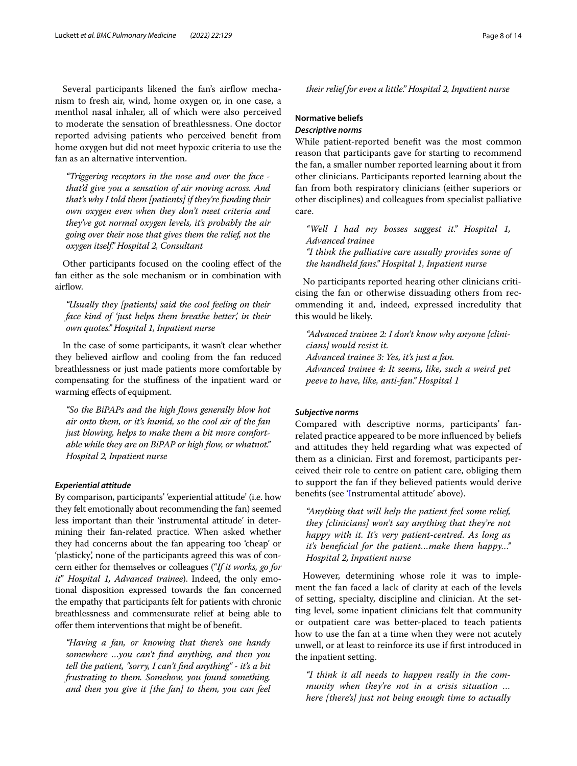Several participants likened the fan's airflow mechanism to fresh air, wind, home oxygen or, in one case, a menthol nasal inhaler, all of which were also perceived to moderate the sensation of breathlessness. One doctor reported advising patients who perceived benefit from home oxygen but did not meet hypoxic criteria to use the fan as an alternative intervention.

> *"Triggering receptors in the nose and over the face - that'd give you a sensation of air moving across. And that's why I told them [patients] if they're funding their own oxygen even when they don't meet criteria and they've got normal oxygen levels, it's probably the air going over their nose that gives them the relief, not the oxygen itself." Hospital 2, Consultant*

Other participants focused on the cooling effect of the fan either as the sole mechanism or in combination with airflow.

> *"Usually they [patients] said the cool feeling on their face kind of 'just helps them breathe better', in their own quotes." Hospital 1, Inpatient nurse*

In the case of some participants, it wasn't clear whether they believed airflow and cooling from the fan reduced breathlessness or just made patients more comfortable by compensating for the stuffiness of the inpatient ward or warming effects of equipment.

> *"So the BiPAPs and the high flows generally blow hot air onto them, or it's humid, so the cool air of the fan just blowing, helps to make them a bit more comfortable while they are on BiPAP or high flow, or whatnot." Hospital 2, Inpatient nurse*

#### *Experiential attitude*

By comparison, participants' 'experiential attitude' (i.e. how they felt emotionally about recommending the fan) seemed less important than their 'instrumental attitude' in determining their fan-related practice. When asked whether they had concerns about the fan appearing too 'cheap' or 'plasticky', none of the participants agreed this was of concern either for themselves or colleagues ("*If it works, go for it*" *Hospital 1, Advanced trainee*). Indeed, the only emotional disposition expressed towards the fan concerned the empathy that participants felt for patients with chronic breathlessness and commensurate relief at being able to offer them interventions that might be of benefit.

> *"Having a fan, or knowing that there's one handy somewhere …you can't find anything, and then you tell the patient, "sorry, I can't find anything" - it's a bit frustrating to them. Somehow, you found something, and then you give it [the fan] to them, you can feel their relief for even a little." Hospital 2, Inpatient nurse*

### Normative beliefs

#### *Descriptive norms*

While patient-reported benefit was the most common reason that participants gave for starting to recommend the fan, a smaller number reported learning about it from other clinicians. Participants reported learning about the fan from both respiratory clinicians (either superiors or other disciplines) and colleagues from specialist palliative care.

> *"Well I had my bosses suggest it." Hospital 1, Advanced trainee*
> *"I think the palliative care usually provides some of the handheld fans." Hospital 1, Inpatient nurse*

No participants reported hearing other clinicians criticising the fan or otherwise dissuading others from recommending it and, indeed, expressed incredulity that this would be likely.

> *"Advanced trainee 2: I don't know why anyone [clinicians] would resist it.*
> *Advanced trainee 3: Yes, it's just a fan.*
> *Advanced trainee 4: It seems, like, such a weird pet peeve to have, like, anti-fan." Hospital 1*

#### *Subjective norms*

Compared with descriptive norms, participants' fan-related practice appeared to be more influenced by beliefs and attitudes they held regarding what was expected of them as a clinician. First and foremost, participants perceived their role to centre on patient care, obliging them to support the fan if they believed patients would derive benefits (see 'Instrumental attitude' above).

> *"Anything that will help the patient feel some relief, they [clinicians] won't say anything that they're not happy with it. It's very patient-centred. As long as it's beneficial for the patient…make them happy…" Hospital 2, Inpatient nurse*

However, determining whose role it was to implement the fan faced a lack of clarity at each of the levels of setting, specialty, discipline and clinician. At the setting level, some inpatient clinicians felt that community or outpatient care was better-placed to teach patients how to use the fan at a time when they were not acutely unwell, or at least to reinforce its use if first introduced in the inpatient setting.

> *"I think it all needs to happen really in the community when they're not in a crisis situation … here [there's] just not being enough time to actually*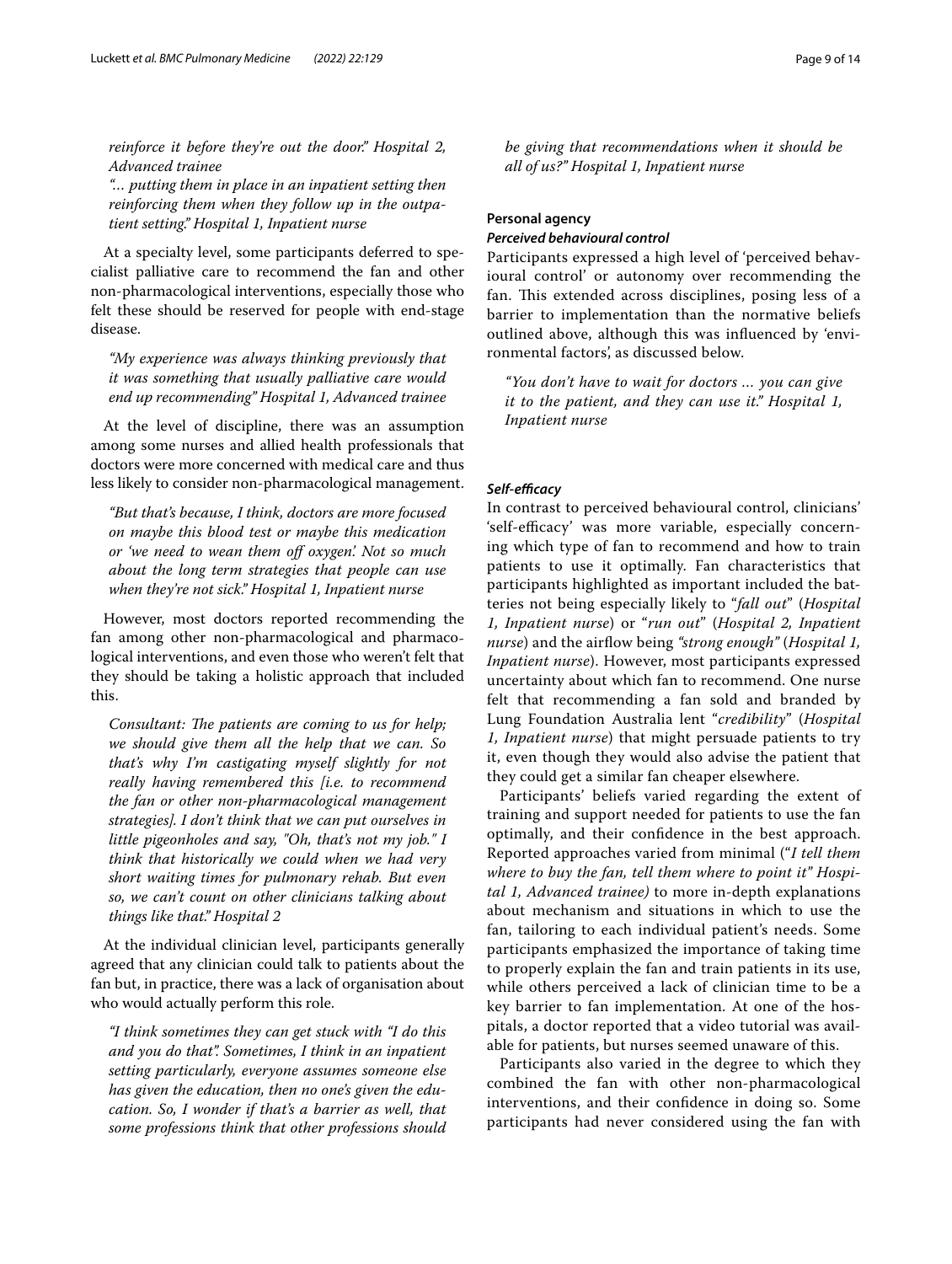*reinforce it before they're out the door." Hospital 2, Advanced trainee*

*"... putting them in place in an inpatient setting then reinforcing them when they follow up in the outpatient setting." Hospital 1, Inpatient nurse*

At a specialty level, some participants deferred to specialist palliative care to recommend the fan and other non-pharmacological interventions, especially those who felt these should be reserved for people with end-stage disease.

*"My experience was always thinking previously that it was something that usually palliative care would end up recommending" Hospital 1, Advanced trainee*

At the level of discipline, there was an assumption among some nurses and allied health professionals that doctors were more concerned with medical care and thus less likely to consider non-pharmacological management.

*"But that's because, I think, doctors are more focused on maybe this blood test or maybe this medication or 'we need to wean them off oxygen'. Not so much about the long term strategies that people can use when they're not sick." Hospital 1, Inpatient nurse*

However, most doctors reported recommending the fan among other non-pharmacological and pharmacological interventions, and even those who weren't felt that they should be taking a holistic approach that included this.

*Consultant: The patients are coming to us for help; we should give them all the help that we can. So that's why I'm castigating myself slightly for not really having remembered this [i.e. to recommend the fan or other non-pharmacological management strategies]. I don't think that we can put ourselves in little pigeonholes and say, "Oh, that's not my job." I think that historically we could when we had very short waiting times for pulmonary rehab. But even so, we can't count on other clinicians talking about things like that." Hospital 2*

At the individual clinician level, participants generally agreed that any clinician could talk to patients about the fan but, in practice, there was a lack of organisation about who would actually perform this role.

*"I think sometimes they can get stuck with "I do this and you do that". Sometimes, I think in an inpatient setting particularly, everyone assumes someone else has given the education, then no one's given the education. So, I wonder if that's a barrier as well, that some professions think that other professions should be giving that recommendations when it should be all of us?" Hospital 1, Inpatient nurse*

### Personal agency

#### *Perceived behavioural control*

Participants expressed a high level of 'perceived behavioural control' or autonomy over recommending the fan. This extended across disciplines, posing less of a barrier to implementation than the normative beliefs outlined above, although this was influenced by 'environmental factors', as discussed below.

*"You don't have to wait for doctors ... you can give it to the patient, and they can use it." Hospital 1, Inpatient nurse*

#### *Self-efficacy*

In contrast to perceived behavioural control, clinicians' 'self-efficacy' was more variable, especially concerning which type of fan to recommend and how to train patients to use it optimally. Fan characteristics that participants highlighted as important included the batteries not being especially likely to "*fall out*" (*Hospital 1, Inpatient nurse*) or "*run out*" (*Hospital 2, Inpatient nurse*) and the airflow being *"strong enough"* (*Hospital 1, Inpatient nurse*). However, most participants expressed uncertainty about which fan to recommend. One nurse felt that recommending a fan sold and branded by Lung Foundation Australia lent "*credibility*" (*Hospital 1, Inpatient nurse*) that might persuade patients to try it, even though they would also advise the patient that they could get a similar fan cheaper elsewhere.

Participants' beliefs varied regarding the extent of training and support needed for patients to use the fan optimally, and their confidence in the best approach. Reported approaches varied from minimal ("*I tell them where to buy the fan, tell them where to point it" Hospital 1, Advanced trainee)* to more in-depth explanations about mechanism and situations in which to use the fan, tailoring to each individual patient's needs. Some participants emphasized the importance of taking time to properly explain the fan and train patients in its use, while others perceived a lack of clinician time to be a key barrier to fan implementation. At one of the hospitals, a doctor reported that a video tutorial was available for patients, but nurses seemed unaware of this.

Participants also varied in the degree to which they combined the fan with other non-pharmacological interventions, and their confidence in doing so. Some participants had never considered using the fan with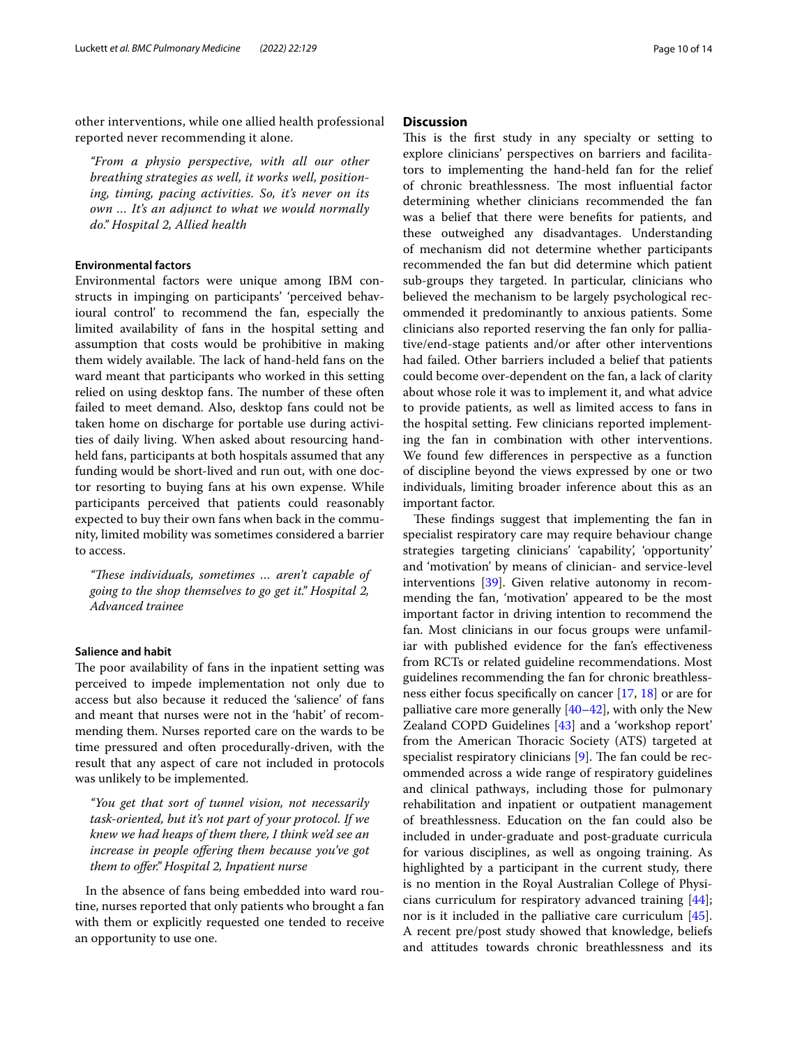other interventions, while one allied health professional reported never recommending it alone.

*"From a physio perspective, with all our other breathing strategies as well, it works well, positioning, timing, pacing activities. So, it's never on its own … It's an adjunct to what we would normally do." Hospital 2, Allied health*

#### Environmental factors

Environmental factors were unique among IBM constructs in impinging on participants' 'perceived behavioural control' to recommend the fan, especially the limited availability of fans in the hospital setting and assumption that costs would be prohibitive in making them widely available. The lack of hand-held fans on the ward meant that participants who worked in this setting relied on using desktop fans. The number of these often failed to meet demand. Also, desktop fans could not be taken home on discharge for portable use during activities of daily living. When asked about resourcing hand-held fans, participants at both hospitals assumed that any funding would be short-lived and run out, with one doctor resorting to buying fans at his own expense. While participants perceived that patients could reasonably expected to buy their own fans when back in the community, limited mobility was sometimes considered a barrier to access.

*"These individuals, sometimes … aren't capable of going to the shop themselves to go get it." Hospital 2, Advanced trainee*

#### Salience and habit

The poor availability of fans in the inpatient setting was perceived to impede implementation not only due to access but also because it reduced the 'salience' of fans and meant that nurses were not in the 'habit' of recommending them. Nurses reported care on the wards to be time pressured and often procedurally-driven, with the result that any aspect of care not included in protocols was unlikely to be implemented.

*"You get that sort of tunnel vision, not necessarily task-oriented, but it's not part of your protocol. If we knew we had heaps of them there, I think we'd see an increase in people offering them because you've got them to offer." Hospital 2, Inpatient nurse*

In the absence of fans being embedded into ward routine, nurses reported that only patients who brought a fan with them or explicitly requested one tended to receive an opportunity to use one.

## Discussion

This is the first study in any specialty or setting to explore clinicians' perspectives on barriers and facilitators to implementing the hand-held fan for the relief of chronic breathlessness. The most influential factor determining whether clinicians recommended the fan was a belief that there were benefits for patients, and these outweighed any disadvantages. Understanding of mechanism did not determine whether participants recommended the fan but did determine which patient sub-groups they targeted. In particular, clinicians who believed the mechanism to be largely psychological recommended it predominantly to anxious patients. Some clinicians also reported reserving the fan only for palliative/end-stage patients and/or after other interventions had failed. Other barriers included a belief that patients could become over-dependent on the fan, a lack of clarity about whose role it was to implement it, and what advice to provide patients, as well as limited access to fans in the hospital setting. Few clinicians reported implementing the fan in combination with other interventions. We found few differences in perspective as a function of discipline beyond the views expressed by one or two individuals, limiting broader inference about this as an important factor.

These findings suggest that implementing the fan in specialist respiratory care may require behaviour change strategies targeting clinicians' 'capability', 'opportunity' and 'motivation' by means of clinician- and service-level interventions [39]. Given relative autonomy in recommending the fan, 'motivation' appeared to be the most important factor in driving intention to recommend the fan. Most clinicians in our focus groups were unfamiliar with published evidence for the fan's effectiveness from RCTs or related guideline recommendations. Most guidelines recommending the fan for chronic breathlessness either focus specifically on cancer [17, 18] or are for palliative care more generally [40–42], with only the New Zealand COPD Guidelines [43] and a 'workshop report' from the American Thoracic Society (ATS) targeted at specialist respiratory clinicians [9]. The fan could be recommended across a wide range of respiratory guidelines and clinical pathways, including those for pulmonary rehabilitation and inpatient or outpatient management of breathlessness. Education on the fan could also be included in under-graduate and post-graduate curricula for various disciplines, as well as ongoing training. As highlighted by a participant in the current study, there is no mention in the Royal Australian College of Physicians curriculum for respiratory advanced training [44]; nor is it included in the palliative care curriculum [45]. A recent pre/post study showed that knowledge, beliefs and attitudes towards chronic breathlessness and its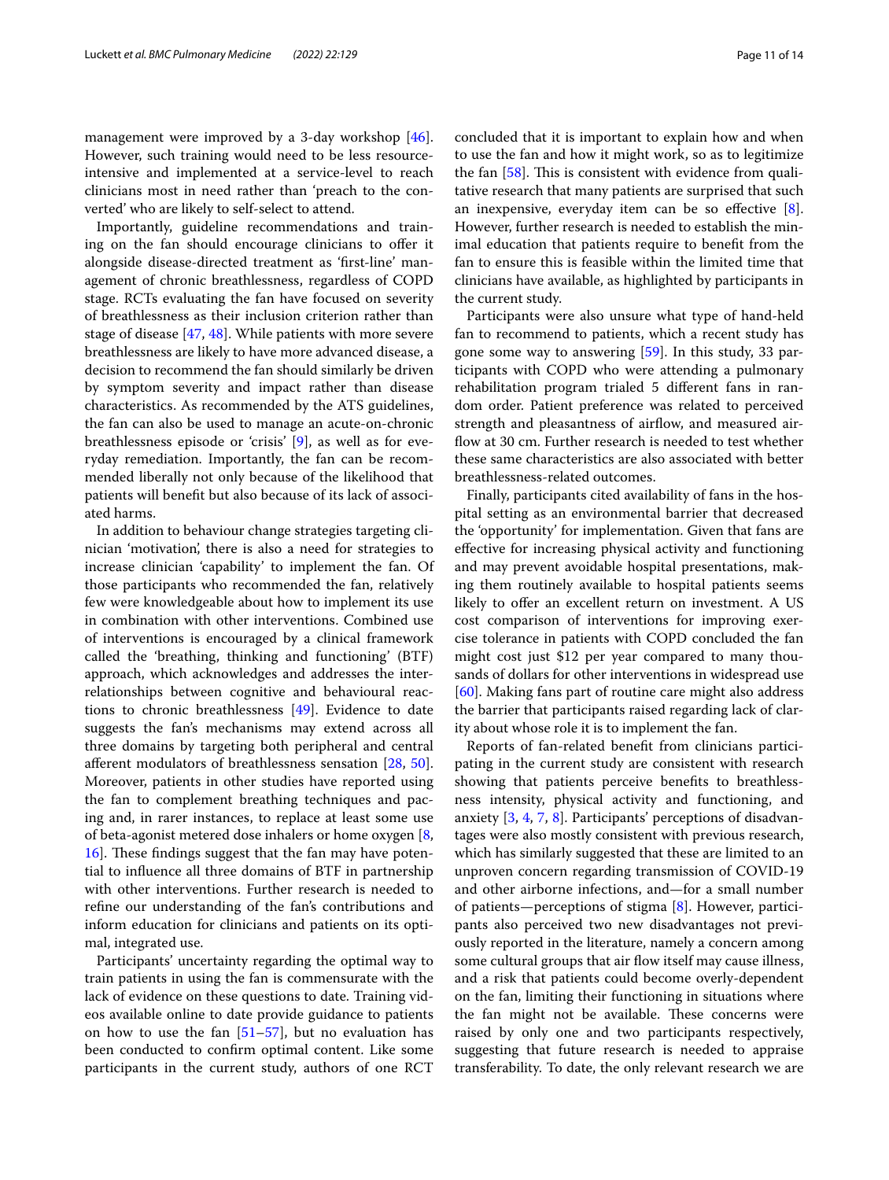management were improved by a 3-day workshop [46]. However, such training would need to be less resource-intensive and implemented at a service-level to reach clinicians most in need rather than 'preach to the converted' who are likely to self-select to attend.

Importantly, guideline recommendations and training on the fan should encourage clinicians to offer it alongside disease-directed treatment as 'first-line' management of chronic breathlessness, regardless of COPD stage. RCTs evaluating the fan have focused on severity of breathlessness as their inclusion criterion rather than stage of disease [47, 48]. While patients with more severe breathlessness are likely to have more advanced disease, a decision to recommend the fan should similarly be driven by symptom severity and impact rather than disease characteristics. As recommended by the ATS guidelines, the fan can also be used to manage an acute-on-chronic breathlessness episode or 'crisis' [9], as well as for everyday remediation. Importantly, the fan can be recommended liberally not only because of the likelihood that patients will benefit but also because of its lack of associated harms.

In addition to behaviour change strategies targeting clinician 'motivation', there is also a need for strategies to increase clinician 'capability' to implement the fan. Of those participants who recommended the fan, relatively few were knowledgeable about how to implement its use in combination with other interventions. Combined use of interventions is encouraged by a clinical framework called the 'breathing, thinking and functioning' (BTF) approach, which acknowledges and addresses the interrelationships between cognitive and behavioural reactions to chronic breathlessness [49]. Evidence to date suggests the fan's mechanisms may extend across all three domains by targeting both peripheral and central afferent modulators of breathlessness sensation [28, 50]. Moreover, patients in other studies have reported using the fan to complement breathing techniques and pacing and, in rarer instances, to replace at least some use of beta-agonist metered dose inhalers or home oxygen [8, 16]. These findings suggest that the fan may have potential to influence all three domains of BTF in partnership with other interventions. Further research is needed to refine our understanding of the fan's contributions and inform education for clinicians and patients on its optimal, integrated use.

Participants' uncertainty regarding the optimal way to train patients in using the fan is commensurate with the lack of evidence on these questions to date. Training videos available online to date provide guidance to patients on how to use the fan [51–57], but no evaluation has been conducted to confirm optimal content. Like some participants in the current study, authors of one RCT concluded that it is important to explain how and when to use the fan and how it might work, so as to legitimize the fan [58]. This is consistent with evidence from qualitative research that many patients are surprised that such an inexpensive, everyday item can be so effective [8]. However, further research is needed to establish the minimal education that patients require to benefit from the fan to ensure this is feasible within the limited time that clinicians have available, as highlighted by participants in the current study.

Participants were also unsure what type of hand-held fan to recommend to patients, which a recent study has gone some way to answering [59]. In this study, 33 participants with COPD who were attending a pulmonary rehabilitation program trialed 5 different fans in random order. Patient preference was related to perceived strength and pleasantness of airflow, and measured airflow at 30 cm. Further research is needed to test whether these same characteristics are also associated with better breathlessness-related outcomes.

Finally, participants cited availability of fans in the hospital setting as an environmental barrier that decreased the 'opportunity' for implementation. Given that fans are effective for increasing physical activity and functioning and may prevent avoidable hospital presentations, making them routinely available to hospital patients seems likely to offer an excellent return on investment. A US cost comparison of interventions for improving exercise tolerance in patients with COPD concluded the fan might cost just $12 per year compared to many thousands of dollars for other interventions in widespread use [60]. Making fans part of routine care might also address the barrier that participants raised regarding lack of clarity about whose role it is to implement the fan.

Reports of fan-related benefit from clinicians participating in the current study are consistent with research showing that patients perceive benefits to breathlessness intensity, physical activity and functioning, and anxiety [3, 4, 7, 8]. Participants' perceptions of disadvantages were also mostly consistent with previous research, which has similarly suggested that these are limited to an unproven concern regarding transmission of COVID-19 and other airborne infections, and—for a small number of patients—perceptions of stigma [8]. However, participants also perceived two new disadvantages not previously reported in the literature, namely a concern among some cultural groups that air flow itself may cause illness, and a risk that patients could become overly-dependent on the fan, limiting their functioning in situations where the fan might not be available. These concerns were raised by only one and two participants respectively, suggesting that future research is needed to appraise transferability. To date, the only relevant research we are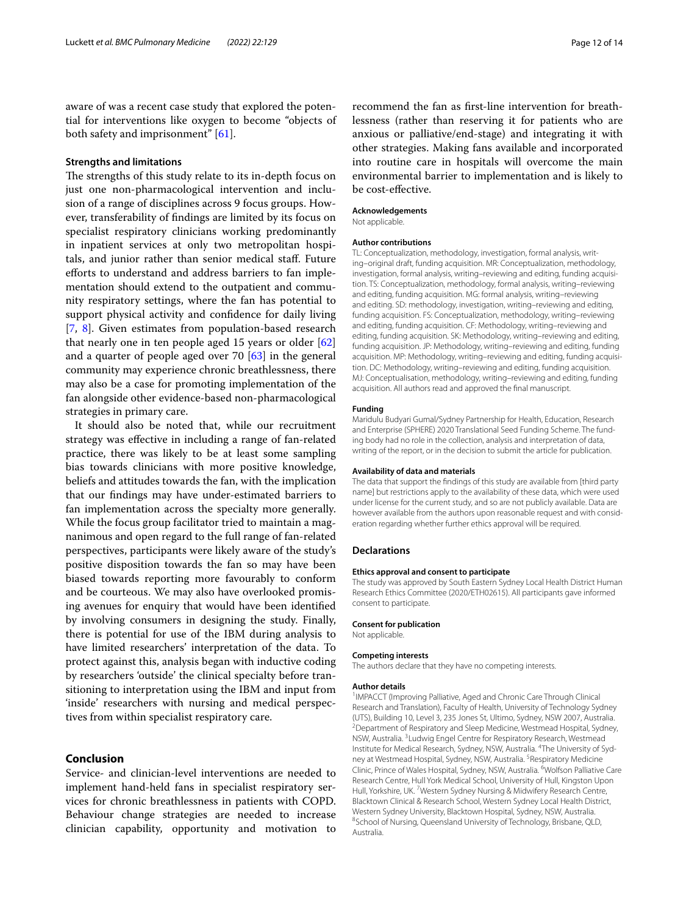aware of was a recent case study that explored the potential for interventions like oxygen to become "objects of both safety and imprisonment" [61].

### Strengths and limitations

The strengths of this study relate to its in-depth focus on just one non-pharmacological intervention and inclusion of a range of disciplines across 9 focus groups. However, transferability of findings are limited by its focus on specialist respiratory clinicians working predominantly in inpatient services at only two metropolitan hospitals, and junior rather than senior medical staff. Future efforts to understand and address barriers to fan implementation should extend to the outpatient and community respiratory settings, where the fan has potential to support physical activity and confidence for daily living [7, 8]. Given estimates from population-based research that nearly one in ten people aged 15 years or older [62] and a quarter of people aged over 70 [63] in the general community may experience chronic breathlessness, there may also be a case for promoting implementation of the fan alongside other evidence-based non-pharmacological strategies in primary care.

It should also be noted that, while our recruitment strategy was effective in including a range of fan-related practice, there was likely to be at least some sampling bias towards clinicians with more positive knowledge, beliefs and attitudes towards the fan, with the implication that our findings may have under-estimated barriers to fan implementation across the specialty more generally. While the focus group facilitator tried to maintain a magnanimous and open regard to the full range of fan-related perspectives, participants were likely aware of the study's positive disposition towards the fan so may have been biased towards reporting more favourably to conform and be courteous. We may also have overlooked promising avenues for enquiry that would have been identified by involving consumers in designing the study. Finally, there is potential for use of the IBM during analysis to have limited researchers' interpretation of the data. To protect against this, analysis began with inductive coding by researchers 'outside' the clinical specialty before transitioning to interpretation using the IBM and input from 'inside' researchers with nursing and medical perspectives from within specialist respiratory care.

## Conclusion

Service- and clinician-level interventions are needed to implement hand-held fans in specialist respiratory services for chronic breathlessness in patients with COPD. Behaviour change strategies are needed to increase clinician capability, opportunity and motivation to recommend the fan as first-line intervention for breathlessness (rather than reserving it for patients who are anxious or palliative/end-stage) and integrating it with other strategies. Making fans available and incorporated into routine care in hospitals will overcome the main environmental barrier to implementation and is likely to be cost-effective.

#### Acknowledgements

Not applicable.

#### Author contributions

TL: Conceptualization, methodology, investigation, formal analysis, writing–original draft, funding acquisition. MR: Conceptualization, methodology, investigation, formal analysis, writing–reviewing and editing, funding acquisition. TS: Conceptualization, methodology, formal analysis, writing–reviewing and editing, funding acquisition. MG: formal analysis, writing–reviewing and editing. SD: methodology, investigation, writing–reviewing and editing, funding acquisition. FS: Conceptualization, methodology, writing–reviewing and editing, funding acquisition. CF: Methodology, writing–reviewing and editing, funding acquisition. SK: Methodology, writing–reviewing and editing, funding acquisition. JP: Methodology, writing–reviewing and editing, funding acquisition. MP: Methodology, writing–reviewing and editing, funding acquisition. DC: Methodology, writing–reviewing and editing, funding acquisition. MJ: Conceptualisation, methodology, writing–reviewing and editing, funding acquisition. All authors read and approved the final manuscript.

#### Funding

Maridulu Budyari Gumal/Sydney Partnership for Health, Education, Research and Enterprise (SPHERE) 2020 Translational Seed Funding Scheme. The funding body had no role in the collection, analysis and interpretation of data, writing of the report, or in the decision to submit the article for publication.

#### Availability of data and materials

The data that support the findings of this study are available from [third party name] but restrictions apply to the availability of these data, which were used under license for the current study, and so are not publicly available. Data are however available from the authors upon reasonable request and with consideration regarding whether further ethics approval will be required.

### Declarations

#### Ethics approval and consent to participate

The study was approved by South Eastern Sydney Local Health District Human Research Ethics Committee (2020/ETH02615). All participants gave informed consent to participate.

#### Consent for publication

Not applicable.

#### Competing interests

The authors declare that they have no competing interests.

#### Author details

[1]IMPACCT (Improving Palliative, Aged and Chronic Care Through Clinical Research and Translation), Faculty of Health, University of Technology Sydney (UTS), Building 10, Level 3, 235 Jones St, Ultimo, Sydney, NSW 2007, Australia. [2]Department of Respiratory and Sleep Medicine, Westmead Hospital, Sydney, NSW, Australia. [3]Ludwig Engel Centre for Respiratory Research, Westmead Institute for Medical Research, Sydney, NSW, Australia. [4]The University of Sydney at Westmead Hospital, Sydney, NSW, Australia. [5]Respiratory Medicine Clinic, Prince of Wales Hospital, Sydney, NSW, Australia. [6]Wolfson Palliative Care Research Centre, Hull York Medical School, University of Hull, Kingston Upon Hull, Yorkshire, UK. [7]Western Sydney Nursing & Midwifery Research Centre, Blacktown Clinical & Research School, Western Sydney Local Health District, Western Sydney University, Blacktown Hospital, Sydney, NSW, Australia. [8]School of Nursing, Queensland University of Technology, Brisbane, QLD, Australia.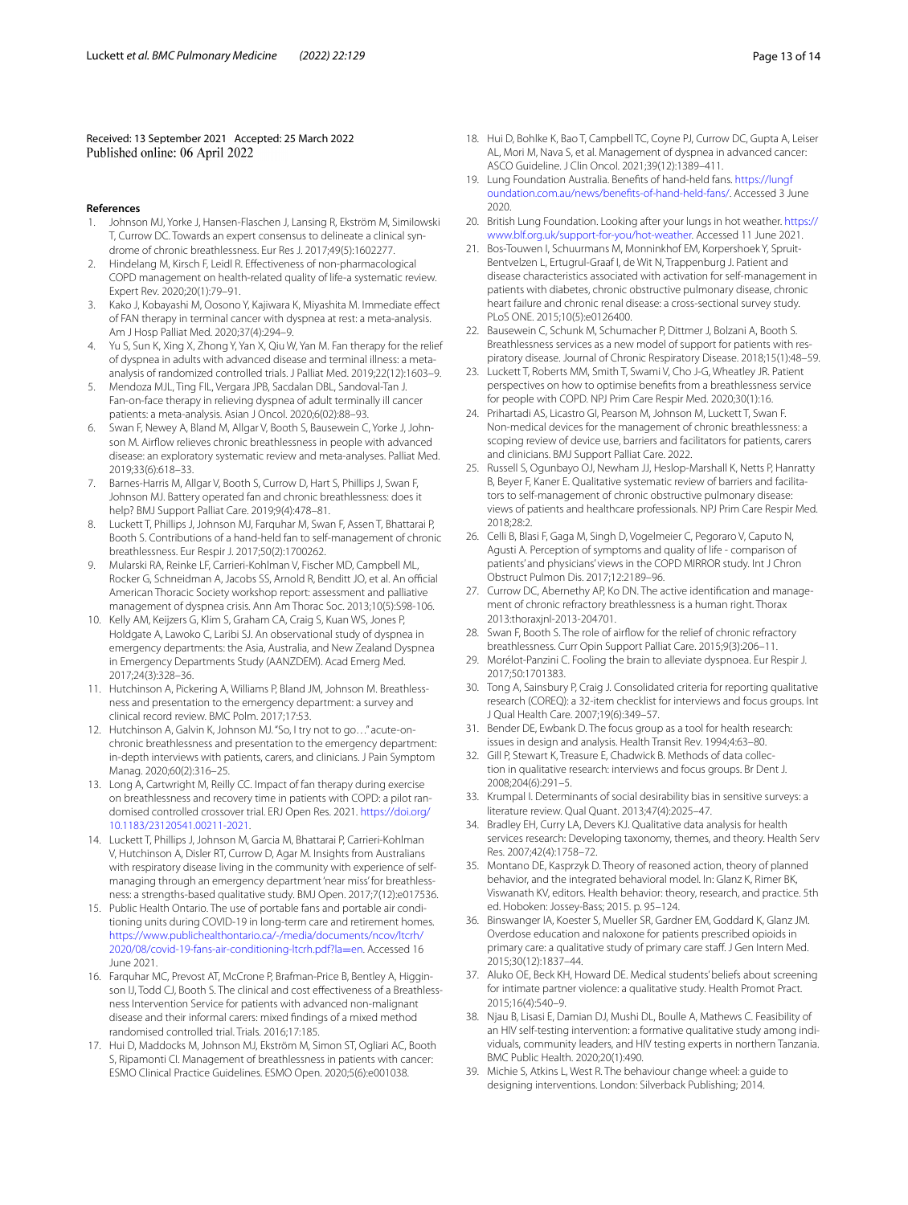Received: 13 September 2021 Accepted: 25 March 2022
Published online: 06 April 2022

## References

1. Johnson MJ, Yorke J, Hansen-Flaschen J, Lansing R, Ekström M, Similowski T, Currow DC. Towards an expert consensus to delineate a clinical syndrome of chronic breathlessness. Eur Res J. 2017;49(5):1602277.
2. Hindelang M, Kirsch F, Leidl R. Effectiveness of non-pharmacological COPD management on health-related quality of life-a systematic review. Expert Rev. 2020;20(1):79–91.
3. Kako J, Kobayashi M, Oosono Y, Kajiwara K, Miyashita M. Immediate effect of FAN therapy in terminal cancer with dyspnea at rest: a meta-analysis. Am J Hosp Palliat Med. 2020;37(4):294–9.
4. Yu S, Sun K, Xing X, Zhong Y, Yan X, Qiu W, Yan M. Fan therapy for the relief of dyspnea in adults with advanced disease and terminal illness: a meta-analysis of randomized controlled trials. J Palliat Med. 2019;22(12):1603–9.
5. Mendoza MJL, Ting FIL, Vergara JPB, Sacdalan DBL, Sandoval-Tan J. Fan-on-face therapy in relieving dyspnea of adult terminally ill cancer patients: a meta-analysis. Asian J Oncol. 2020;6(02):88–93.
6. Swan F, Newey A, Bland M, Allgar V, Booth S, Bausewein C, Yorke J, Johnson M. Airflow relieves chronic breathlessness in people with advanced disease: an exploratory systematic review and meta-analyses. Palliat Med. 2019;33(6):618–33.
7. Barnes-Harris M, Allgar V, Booth S, Currow D, Hart S, Phillips J, Swan F, Johnson MJ. Battery operated fan and chronic breathlessness: does it help? BMJ Support Palliat Care. 2019;9(4):478–81.
8. Luckett T, Phillips J, Johnson MJ, Farquhar M, Swan F, Assen T, Bhattarai P, Booth S. Contributions of a hand-held fan to self-management of chronic breathlessness. Eur Respir J. 2017;50(2):1700262.
9. Mularski RA, Reinke LF, Carrieri-Kohlman V, Fischer MD, Campbell ML, Rocker G, Schneidman A, Jacobs SS, Arnold R, Benditt JO, et al. An official American Thoracic Society workshop report: assessment and palliative management of dyspnea crisis. Ann Am Thorac Soc. 2013;10(5):S98-106.
10. Kelly AM, Keijzers G, Klim S, Graham CA, Craig S, Kuan WS, Jones P, Holdgate A, Lawoko C, Laribi SJ. An observational study of dyspnea in emergency departments: the Asia, Australia, and New Zealand Dyspnea in Emergency Departments Study (AANZDEM). Acad Emerg Med. 2017;24(3):328–36.
11. Hutchinson A, Pickering A, Williams P, Bland JM, Johnson M. Breathlessness and presentation to the emergency department: a survey and clinical record review. BMC Polm. 2017;17:53.
12. Hutchinson A, Galvin K, Johnson MJ. "So, I try not to go…" acute-on-chronic breathlessness and presentation to the emergency department: in-depth interviews with patients, carers, and clinicians. J Pain Symptom Manag. 2020;60(2):316–25.
13. Long A, Cartwright M, Reilly CC. Impact of fan therapy during exercise on breathlessness and recovery time in patients with COPD: a pilot randomised controlled crossover trial. ERJ Open Res. 2021. https://doi.org/10.1183/23120541.00211-2021.
14. Luckett T, Phillips J, Johnson M, Garcia M, Bhattarai P, Carrieri-Kohlman V, Hutchinson A, Disler RT, Currow D, Agar M. Insights from Australians with respiratory disease living in the community with experience of self-managing through an emergency department 'near miss' for breathlessness: a strengths-based qualitative study. BMJ Open. 2017;7(12):e017536.
15. Public Health Ontario. The use of portable fans and portable air conditioning units during COVID-19 in long-term care and retirement homes. https://www.publichealthontario.ca/-/media/documents/ncov/ltcrh/2020/08/covid-19-fans-air-conditioning-ltcrh.pdf?la=en. Accessed 16 June 2021.
16. Farquhar MC, Prevost AT, McCrone P, Brafman-Price B, Bentley A, Higginson IJ, Todd CJ, Booth S. The clinical and cost effectiveness of a Breathlessness Intervention Service for patients with advanced non-malignant disease and their informal carers: mixed findings of a mixed method randomised controlled trial. Trials. 2016;17:185.
17. Hui D, Maddocks M, Johnson MJ, Ekström M, Simon ST, Ogliari AC, Booth S, Ripamonti CI. Management of breathlessness in patients with cancer: ESMO Clinical Practice Guidelines. ESMO Open. 2020;5(6):e001038.
18. Hui D, Bohlke K, Bao T, Campbell TC, Coyne PJ, Currow DC, Gupta A, Leiser AL, Mori M, Nava S, et al. Management of dyspnea in advanced cancer: ASCO Guideline. J Clin Oncol. 2021;39(12):1389–411.
19. Lung Foundation Australia. Benefits of hand-held fans. https://lungfoundation.com.au/news/benefits-of-hand-held-fans/. Accessed 3 June 2020.
20. British Lung Foundation. Looking after your lungs in hot weather. https://www.blf.org.uk/support-for-you/hot-weather. Accessed 11 June 2021.
21. Bos-Touwen I, Schuurmans M, Monninkhof EM, Korpershoek Y, Spruit-Bentvelzen L, Ertugrul-Graaf I, de Wit N, Trappenburg J. Patient and disease characteristics associated with activation for self-management in patients with diabetes, chronic obstructive pulmonary disease, chronic heart failure and chronic renal disease: a cross-sectional survey study. PLoS ONE. 2015;10(5):e0126400.
22. Bausewein C, Schunk M, Schumacher P, Dittmer J, Bolzani A, Booth S. Breathlessness services as a new model of support for patients with respiratory disease. Journal of Chronic Respiratory Disease. 2018;15(1):48–59.
23. Luckett T, Roberts MM, Smith T, Swami V, Cho J-G, Wheatley JR. Patient perspectives on how to optimise benefits from a breathlessness service for people with COPD. NPJ Prim Care Respir Med. 2020;30(1):16.
24. Prihartadi AS, Licastro GI, Pearson M, Johnson M, Luckett T, Swan F. Non-medical devices for the management of chronic breathlessness: a scoping review of device use, barriers and facilitators for patients, carers and clinicians. BMJ Support Palliat Care. 2022.
25. Russell S, Ogunbayo OJ, Newham JJ, Heslop-Marshall K, Netts P, Hanratty B, Beyer F, Kaner E. Qualitative systematic review of barriers and facilitators to self-management of chronic obstructive pulmonary disease: views of patients and healthcare professionals. NPJ Prim Care Respir Med. 2018;28:2.
26. Celli B, Blasi F, Gaga M, Singh D, Vogelmeier C, Pegoraro V, Caputo N, Agusti A. Perception of symptoms and quality of life - comparison of patients' and physicians' views in the COPD MIRROR study. Int J Chron Obstruct Pulmon Dis. 2017;12:2189–96.
27. Currow DC, Abernethy AP, Ko DN. The active identification and management of chronic refractory breathlessness is a human right. Thorax 2013:thoraxjnl-2013-204701.
28. Swan F, Booth S. The role of airflow for the relief of chronic refractory breathlessness. Curr Opin Support Palliat Care. 2015;9(3):206–11.
29. Morélot-Panzini C. Fooling the brain to alleviate dyspnoea. Eur Respir J. 2017;50:1701383.
30. Tong A, Sainsbury P, Craig J. Consolidated criteria for reporting qualitative research (COREQ): a 32-item checklist for interviews and focus groups. Int J Qual Health Care. 2007;19(6):349–57.
31. Bender DE, Ewbank D. The focus group as a tool for health research: issues in design and analysis. Health Transit Rev. 1994;4:63–80.
32. Gill P, Stewart K, Treasure E, Chadwick B. Methods of data collection in qualitative research: interviews and focus groups. Br Dent J. 2008;204(6):291–5.
33. Krumpal I. Determinants of social desirability bias in sensitive surveys: a literature review. Qual Quant. 2013;47(4):2025–47.
34. Bradley EH, Curry LA, Devers KJ. Qualitative data analysis for health services research: Developing taxonomy, themes, and theory. Health Serv Res. 2007;42(4):1758–72.
35. Montano DE, Kasprzyk D. Theory of reasoned action, theory of planned behavior, and the integrated behavioral model. In: Glanz K, Rimer BK, Viswanath KV, editors. Health behavior: theory, research, and practice. 5th ed. Hoboken: Jossey-Bass; 2015. p. 95–124.
36. Binswanger IA, Koester S, Mueller SR, Gardner EM, Goddard K, Glanz JM. Overdose education and naloxone for patients prescribed opioids in primary care: a qualitative study of primary care staff. J Gen Intern Med. 2015;30(12):1837–44.
37. Aluko OE, Beck KH, Howard DE. Medical students' beliefs about screening for intimate partner violence: a qualitative study. Health Promot Pract. 2015;16(4):540–9.
38. Njau B, Lisasi E, Damian DJ, Mushi DL, Boulle A, Mathews C. Feasibility of an HIV self-testing intervention: a formative qualitative study among individuals, community leaders, and HIV testing experts in northern Tanzania. BMC Public Health. 2020;20(1):490.
39. Michie S, Atkins L, West R. The behaviour change wheel: a guide to designing interventions. London: Silverback Publishing; 2014.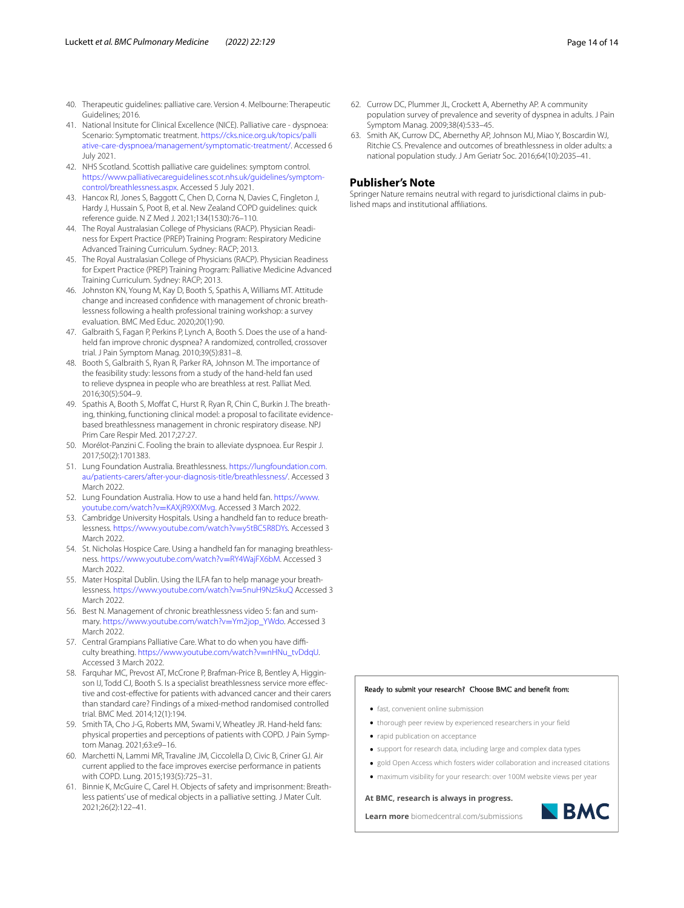40. Therapeutic guidelines: palliative care. Version 4. Melbourne: Therapeutic Guidelines; 2016.
41. National Insitute for Clinical Excellence (NICE). Palliative care - dyspnoea: Scenario: Symptomatic treatment. https://cks.nice.org.uk/topics/palliative-care-dyspnoea/management/symptomatic-treatment/. Accessed 6 July 2021.
42. NHS Scotland. Scottish palliative care guidelines: symptom control. https://www.palliativecareguidelines.scot.nhs.uk/guidelines/symptom-control/breathlessness.aspx. Accessed 5 July 2021.
43. Hancox RJ, Jones S, Baggott C, Chen D, Corna N, Davies C, Fingleton J, Hardy J, Hussain S, Poot B, et al. New Zealand COPD guidelines: quick reference guide. N Z Med J. 2021;134(1530):76–110.
44. The Royal Australasian College of Physicians (RACP). Physician Readiness for Expert Practice (PREP) Training Program: Respiratory Medicine Advanced Training Curriculum. Sydney: RACP; 2013.
45. The Royal Australasian College of Physicians (RACP). Physician Readiness for Expert Practice (PREP) Training Program: Palliative Medicine Advanced Training Curriculum. Sydney: RACP; 2013.
46. Johnston KN, Young M, Kay D, Booth S, Spathis A, Williams MT. Attitude change and increased confidence with management of chronic breathlessness following a health professional training workshop: a survey evaluation. BMC Med Educ. 2020;20(1):90.
47. Galbraith S, Fagan P, Perkins P, Lynch A, Booth S. Does the use of a handheld fan improve chronic dyspnea? A randomized, controlled, crossover trial. J Pain Symptom Manag. 2010;39(5):831–8.
48. Booth S, Galbraith S, Ryan R, Parker RA, Johnson M. The importance of the feasibility study: lessons from a study of the hand-held fan used to relieve dyspnea in people who are breathless at rest. Palliat Med. 2016;30(5):504–9.
49. Spathis A, Booth S, Moffat C, Hurst R, Ryan R, Chin C, Burkin J. The breathing, thinking, functioning clinical model: a proposal to facilitate evidence-based breathlessness management in chronic respiratory disease. NPJ Prim Care Respir Med. 2017;27:27.
50. Morélot-Panzini C. Fooling the brain to alleviate dyspnoea. Eur Respir J. 2017;50(2):1701383.
51. Lung Foundation Australia. Breathlessness. https://lungfoundation.com.au/patients-carers/after-your-diagnosis-title/breathlessness/. Accessed 3 March 2022.
52. Lung Foundation Australia. How to use a hand held fan. https://www.youtube.com/watch?v=KAXjR9XXMvg. Accessed 3 March 2022.
53. Cambridge University Hospitals. Using a handheld fan to reduce breathlessness. https://www.youtube.com/watch?v=y5tBC5R8DYs. Accessed 3 March 2022.
54. St. Nicholas Hospice Care. Using a handheld fan for managing breathlessness. https://www.youtube.com/watch?v=RY4WajFX6bM. Accessed 3 March 2022.
55. Mater Hospital Dublin. Using the ILFA fan to help manage your breathlessness. https://www.youtube.com/watch?v=5nuH9Nz5kuQ Accessed 3 March 2022.
56. Best N. Management of chronic breathlessness video 5: fan and summary. https://www.youtube.com/watch?v=Ym2jop_YWdo. Accessed 3 March 2022.
57. Central Grampians Palliative Care. What to do when you have difficulty breathing. https://www.youtube.com/watch?v=nHNu_tvDdqU. Accessed 3 March 2022.
58. Farquhar MC, Prevost AT, McCrone P, Brafman-Price B, Bentley A, Higginson IJ, Todd CJ, Booth S. Is a specialist breathlessness service more effective and cost-effective for patients with advanced cancer and their carers than standard care? Findings of a mixed-method randomised controlled trial. BMC Med. 2014;12(1):194.
59. Smith TA, Cho J-G, Roberts MM, Swami V, Wheatley JR. Hand-held fans: physical properties and perceptions of patients with COPD. J Pain Symptom Manag. 2021;63:e9–16.
60. Marchetti N, Lammi MR, Travaline JM, Ciccolella D, Civic B, Criner GJ. Air current applied to the face improves exercise performance in patients with COPD. Lung. 2015;193(5):725–31.
61. Binnie K, McGuire C, Carel H. Objects of safety and imprisonment: Breathless patients' use of medical objects in a palliative setting. J Mater Cult. 2021;26(2):122–41.
62. Currow DC, Plummer JL, Crockett A, Abernethy AP. A community population survey of prevalence and severity of dyspnea in adults. J Pain Symptom Manag. 2009;38(4):533–45.
63. Smith AK, Currow DC, Abernethy AP, Johnson MJ, Miao Y, Boscardin WJ, Ritchie CS. Prevalence and outcomes of breathlessness in older adults: a national population study. J Am Geriatr Soc. 2016;64(10):2035–41.

## Publisher's Note

Springer Nature remains neutral with regard to jurisdictional claims in published maps and institutional affiliations.

Ready to submit your research? Choose BMC and benefit from:

- fast, convenient online submission
- thorough peer review by experienced researchers in your field
- rapid publication on acceptance
- support for research data, including large and complex data types
- gold Open Access which fosters wider collaboration and increased citations
- maximum visibility for your research: over 100M website views per year

**At BMC, research is always in progress.**

**Learn more** biomedcentral.com/submissions

BMC